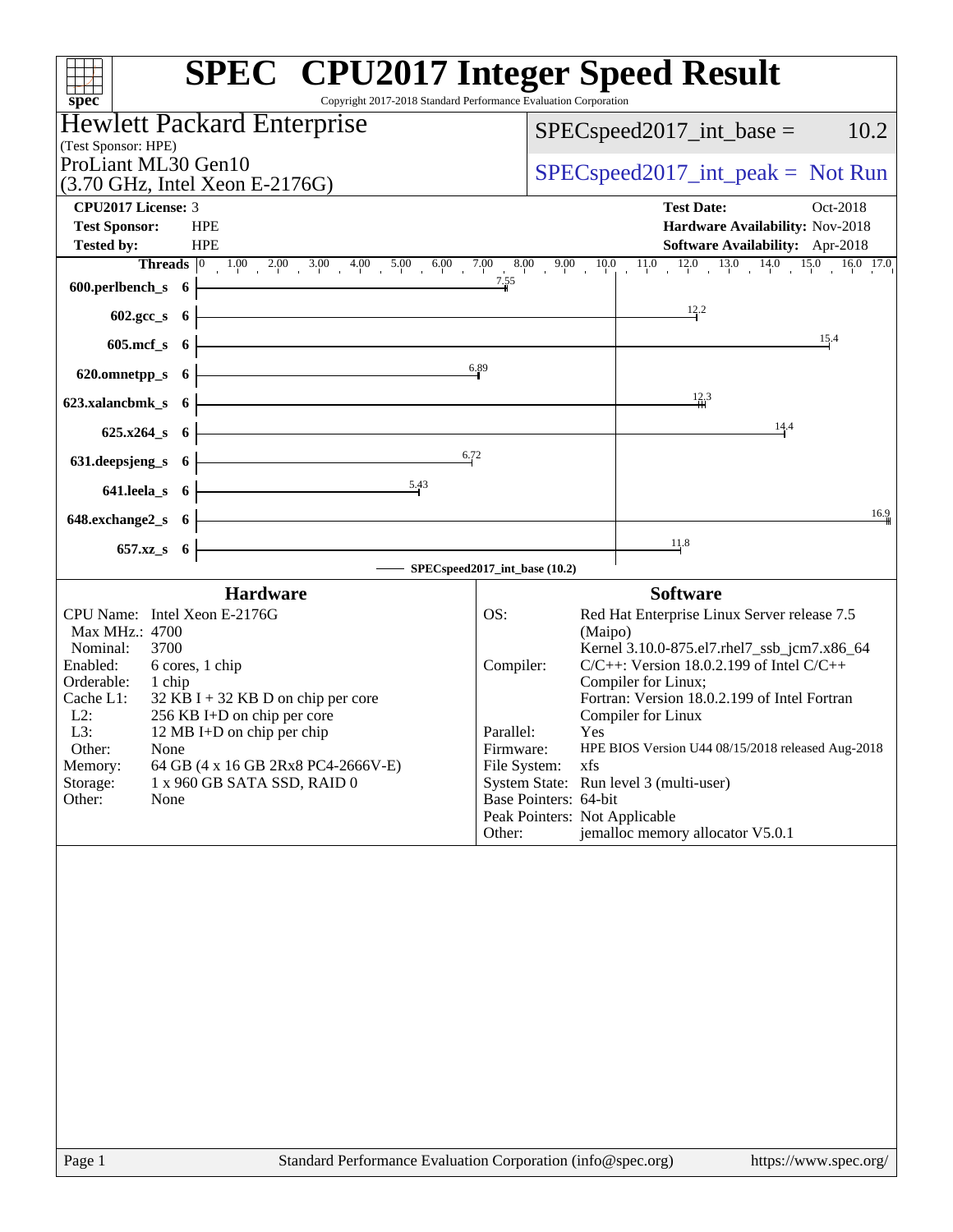# SPEC CPU2017 Integer Speed Result

Copyright 2017-2018 Standard Performance Evaluation Corporation

**Hewlett Packard Enterprise**
(Test Sponsor: HPE)
ProLiant ML30 Gen10
(3.70 GHz, Intel Xeon E-2176G)

SPECspeed2017_int_base = 10.2

SPECspeed2017_int_peak = Not Run

| | | | |
|---|---|---|---|
| **CPU2017 License:** | 3 | **Test Date:** | Oct-2018 |
| **Test Sponsor:** | HPE | **Hardware Availability:** | Nov-2018 |
| **Tested by:** | HPE | **Software Availability:** | Apr-2018 |

| Benchmark | Threads | SPECspeed2017_int_base (10.2) |
|---|---|---|
| 600.perlbench_s | 6 | 7.55 |
| 602.gcc_s | 6 | 12.2 |
| 605.mcf_s | 6 | 15.4 |
| 620.omnetpp_s | 6 | 6.89 |
| 623.xalancbmk_s | 6 | 12.3 |
| 625.x264_s | 6 | 14.4 |
| 631.deepsjeng_s | 6 | 6.72 |
| 641.leela_s | 6 | 5.43 |
| 648.exchange2_s | 6 | 16.9 |
| 657.xz_s | 6 | 11.8 |

## Hardware

| | |
|---|---|
| CPU Name: | Intel Xeon E-2176G |
| Max MHz.: | 4700 |
| Nominal: | 3700 |
| Enabled: | 6 cores, 1 chip |
| Orderable: | 1 chip |
| Cache L1: | 32 KB I + 32 KB D on chip per core |
| L2: | 256 KB I+D on chip per core |
| L3: | 12 MB I+D on chip per chip |
| Other: | None |
| Memory: | 64 GB (4 x 16 GB 2Rx8 PC4-2666V-E) |
| Storage: | 1 x 960 GB SATA SSD, RAID 0 |
| Other: | None |

## Software

| | |
|---|---|
| OS: | Red Hat Enterprise Linux Server release 7.5 (Maipo) Kernel 3.10.0-875.el7.rhel7_ssb_jcm7.x86_64 |
| Compiler: | C/C++: Version 18.0.2.199 of Intel C/C++ Compiler for Linux; Fortran: Version 18.0.2.199 of Intel Fortran Compiler for Linux |
| Parallel: | Yes |
| Firmware: | HPE BIOS Version U44 08/15/2018 released Aug-2018 |
| File System: | xfs |
| System State: | Run level 3 (multi-user) |
| Base Pointers: | 64-bit |
| Peak Pointers: | Not Applicable |
| Other: | jemalloc memory allocator V5.0.1 |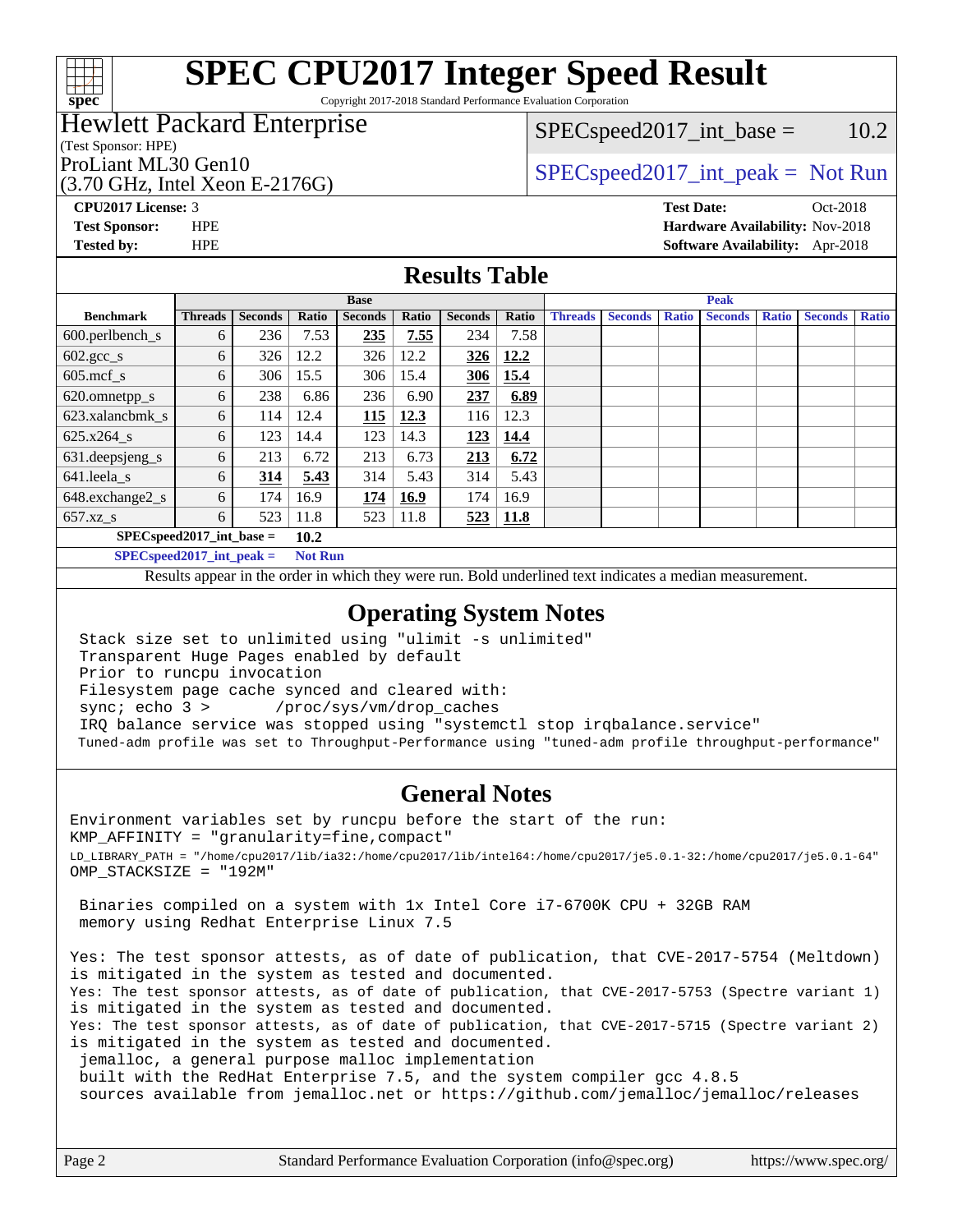# SPEC CPU2017 Integer Speed Result

Copyright 2017-2018 Standard Performance Evaluation Corporation

**Hewlett Packard Enterprise**
(Test Sponsor: HPE)

ProLiant ML30 Gen10
(3.70 GHz, Intel Xeon E-2176G)

SPECspeed2017_int_base = 10.2

SPECspeed2017_int_peak = Not Run

| | | | |
|---|---|---|---|
| **CPU2017 License:** | 3 | **Test Date:** | Oct-2018 |
| **Test Sponsor:** | HPE | **Hardware Availability:** | Nov-2018 |
| **Tested by:** | HPE | **Software Availability:** | Apr-2018 |

## Results Table

| | Base | | | | | | | Peak | | | | | | |
|---|---|---|---|---|---|---|---|---|---|---|---|---|---|---|
| **Benchmark** | **Threads** | **Seconds** | **Ratio** | **Seconds** | **Ratio** | **Seconds** | **Ratio** | **Threads** | **Seconds** | **Ratio** | **Seconds** | **Ratio** | **Seconds** | **Ratio** |
| 600.perlbench_s | 6 | 236 | 7.53 | **235** | **7.55** | 234 | 7.58 | | | | | | | |
| 602.gcc_s | 6 | 326 | 12.2 | 326 | 12.2 | **326** | **12.2** | | | | | | | |
| 605.mcf_s | 6 | 306 | 15.5 | 306 | 15.4 | **306** | **15.4** | | | | | | | |
| 620.omnetpp_s | 6 | 238 | 6.86 | 236 | 6.90 | **237** | **6.89** | | | | | | | |
| 623.xalancbmk_s | 6 | 114 | 12.4 | **115** | **12.3** | 116 | 12.3 | | | | | | | |
| 625.x264_s | 6 | 123 | 14.4 | 123 | 14.3 | **123** | **14.4** | | | | | | | |
| 631.deepsjeng_s | 6 | 213 | 6.72 | 213 | 6.73 | **213** | **6.72** | | | | | | | |
| 641.leela_s | 6 | **314** | **5.43** | 314 | 5.43 | 314 | 5.43 | | | | | | | |
| 648.exchange2_s | 6 | 174 | 16.9 | **174** | **16.9** | 174 | 16.9 | | | | | | | |
| 657.xz_s | 6 | 523 | 11.8 | 523 | 11.8 | **523** | **11.8** | | | | | | | |
| **SPECspeed2017_int_base =** | | **10.2** | | | | | | | | | | | | |
| **SPECspeed2017_int_peak =** | | **Not Run** | | | | | | | | | | | | |

Results appear in the order in which they were run. Bold underlined text indicates a median measurement.

## Operating System Notes

```
Stack size set to unlimited using "ulimit -s unlimited"
Transparent Huge Pages enabled by default
Prior to runcpu invocation
Filesystem page cache synced and cleared with:
sync; echo 3 >       /proc/sys/vm/drop_caches
IRQ balance service was stopped using "systemctl stop irqbalance.service"
Tuned-adm profile was set to Throughput-Performance using "tuned-adm profile throughput-performance"
```

## General Notes

```
Environment variables set by runcpu before the start of the run:
KMP_AFFINITY = "granularity=fine,compact"
LD_LIBRARY_PATH = "/home/cpu2017/lib/ia32:/home/cpu2017/lib/intel64:/home/cpu2017/je5.0.1-32:/home/cpu2017/je5.0.1-64"
OMP_STACKSIZE = "192M"

 Binaries compiled on a system with 1x Intel Core i7-6700K CPU + 32GB RAM
 memory using Redhat Enterprise Linux 7.5

Yes: The test sponsor attests, as of date of publication, that CVE-2017-5754 (Meltdown)
is mitigated in the system as tested and documented.
Yes: The test sponsor attests, as of date of publication, that CVE-2017-5753 (Spectre variant 1)
is mitigated in the system as tested and documented.
Yes: The test sponsor attests, as of date of publication, that CVE-2017-5715 (Spectre variant 2)
is mitigated in the system as tested and documented.
 jemalloc, a general purpose malloc implementation
 built with the RedHat Enterprise 7.5, and the system compiler gcc 4.8.5
 sources available from jemalloc.net or https://github.com/jemalloc/jemalloc/releases
```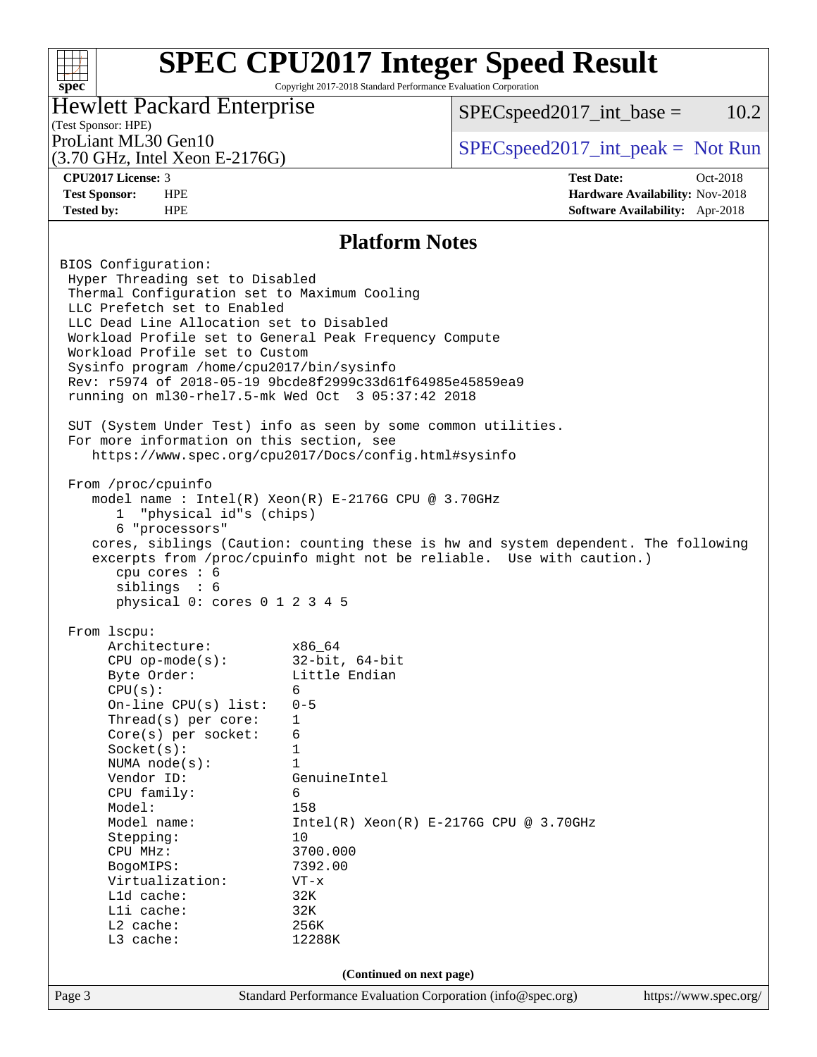# SPEC CPU2017 Integer Speed Result

Copyright 2017-2018 Standard Performance Evaluation Corporation

**Hewlett Packard Enterprise**
(Test Sponsor: HPE)
ProLiant ML30 Gen10
(3.70 GHz, Intel Xeon E-2176G)

SPECspeed2017_int_base = 10.2

SPECspeed2017_int_peak = Not Run

| | | | |
|---|---|---|---|
| **CPU2017 License:** | 3 | **Test Date:** | Oct-2018 |
| **Test Sponsor:** | HPE | **Hardware Availability:** | Nov-2018 |
| **Tested by:** | HPE | **Software Availability:** | Apr-2018 |

## Platform Notes

```
BIOS Configuration:
 Hyper Threading set to Disabled
 Thermal Configuration set to Maximum Cooling
 LLC Prefetch set to Enabled
 LLC Dead Line Allocation set to Disabled
 Workload Profile set to General Peak Frequency Compute
 Workload Profile set to Custom
 Sysinfo program /home/cpu2017/bin/sysinfo
 Rev: r5974 of 2018-05-19 9bcde8f2999c33d61f64985e45859ea9
 running on ml30-rhel7.5-mk Wed Oct  3 05:37:42 2018

 SUT (System Under Test) info as seen by some common utilities.
 For more information on this section, see
    https://www.spec.org/cpu2017/Docs/config.html#sysinfo

 From /proc/cpuinfo
    model name : Intel(R) Xeon(R) E-2176G CPU @ 3.70GHz
       1  "physical id"s (chips)
       6 "processors"
    cores, siblings (Caution: counting these is hw and system dependent. The following
    excerpts from /proc/cpuinfo might not be reliable.  Use with caution.)
       cpu cores : 6
       siblings  : 6
       physical 0: cores 0 1 2 3 4 5

 From lscpu:
      Architecture:          x86_64
      CPU op-mode(s):        32-bit, 64-bit
      Byte Order:            Little Endian
      CPU(s):                6
      On-line CPU(s) list:   0-5
      Thread(s) per core:    1
      Core(s) per socket:    6
      Socket(s):             1
      NUMA node(s):          1
      Vendor ID:             GenuineIntel
      CPU family:            6
      Model:                 158
      Model name:            Intel(R) Xeon(R) E-2176G CPU @ 3.70GHz
      Stepping:              10
      CPU MHz:               3700.000
      BogoMIPS:              7392.00
      Virtualization:        VT-x
      L1d cache:             32K
      L1i cache:             32K
      L2 cache:              256K
      L3 cache:              12288K
```

**(Continued on next page)**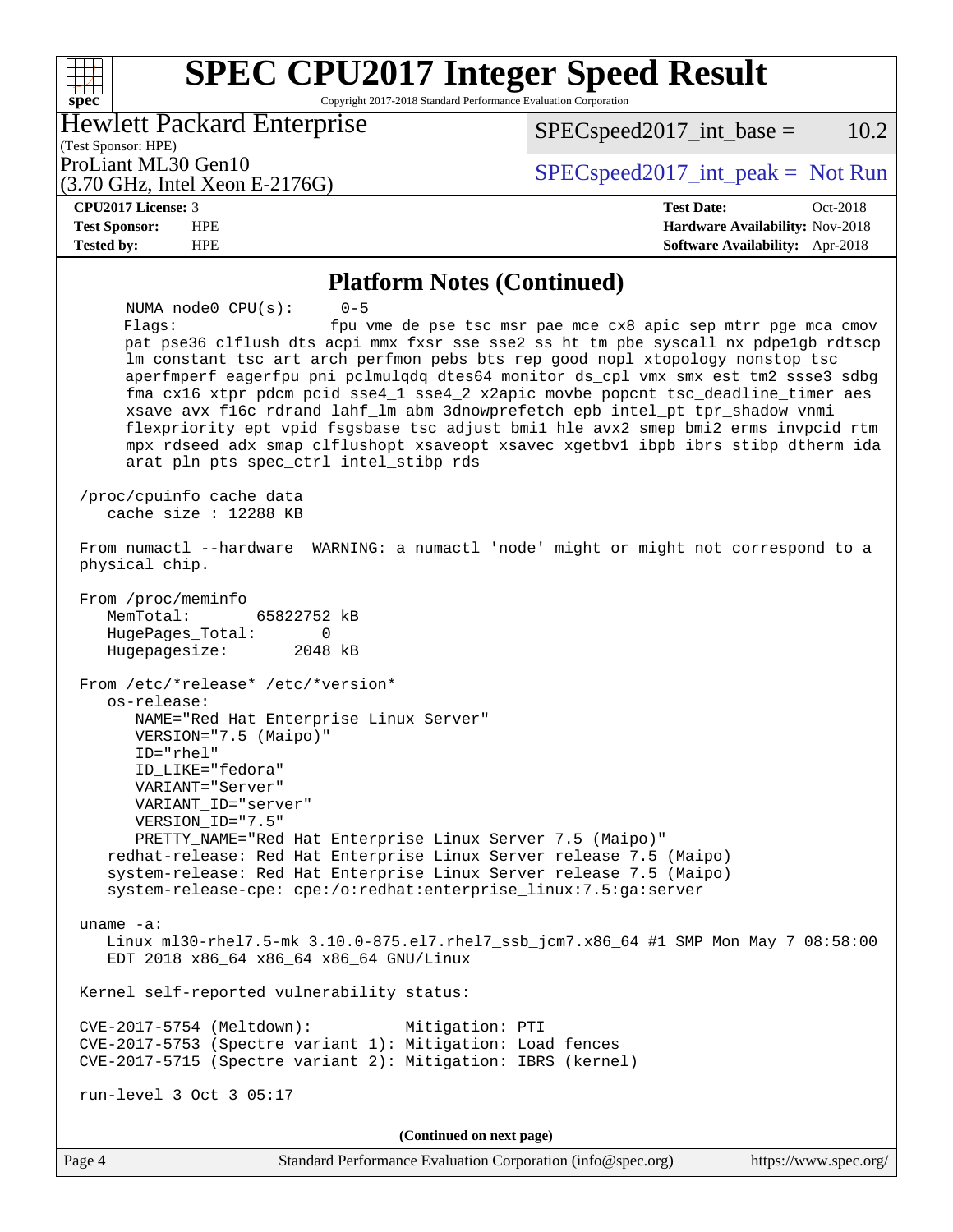## Platform Notes (Continued)

```
    NUMA node0 CPU(s):     0-5
    Flags:                 fpu vme de pse tsc msr pae mce cx8 apic sep mtrr pge mca cmov
    pat pse36 clflush dts acpi mmx fxsr sse sse2 ss ht tm pbe syscall nx pdpe1gb rdtscp
    lm constant_tsc art arch_perfmon pebs bts rep_good nopl xtopology nonstop_tsc
    aperfmperf eagerfpu pni pclmulqdq dtes64 monitor ds_cpl vmx smx est tm2 ssse3 sdbg
    fma cx16 xtpr pdcm pcid sse4_1 sse4_2 x2apic movbe popcnt tsc_deadline_timer aes
    xsave avx f16c rdrand lahf_lm abm 3dnowprefetch epb intel_pt tpr_shadow vnmi
    flexpriority ept vpid fsgsbase tsc_adjust bmi1 hle avx2 smep bmi2 erms invpcid rtm
    mpx rdseed adx smap clflushopt xsaveopt xsavec xgetbv1 ibpb ibrs stibp dtherm ida
    arat pln pts spec_ctrl intel_stibp rds

 /proc/cpuinfo cache data
    cache size : 12288 KB

 From numactl --hardware  WARNING: a numactl 'node' might or might not correspond to a
 physical chip.

 From /proc/meminfo
    MemTotal:       65822752 kB
    HugePages_Total:       0
    Hugepagesize:       2048 kB

 From /etc/*release* /etc/*version*
    os-release:
       NAME="Red Hat Enterprise Linux Server"
       VERSION="7.5 (Maipo)"
       ID="rhel"
       ID_LIKE="fedora"
       VARIANT="Server"
       VARIANT_ID="server"
       VERSION_ID="7.5"
       PRETTY_NAME="Red Hat Enterprise Linux Server 7.5 (Maipo)"
    redhat-release: Red Hat Enterprise Linux Server release 7.5 (Maipo)
    system-release: Red Hat Enterprise Linux Server release 7.5 (Maipo)
    system-release-cpe: cpe:/o:redhat:enterprise_linux:7.5:ga:server

 uname -a:
    Linux ml30-rhel7.5-mk 3.10.0-875.el7.rhel7_ssb_jcm7.x86_64 #1 SMP Mon May 7 08:58:00
    EDT 2018 x86_64 x86_64 x86_64 GNU/Linux

 Kernel self-reported vulnerability status:

 CVE-2017-5754 (Meltdown):          Mitigation: PTI
 CVE-2017-5753 (Spectre variant 1): Mitigation: Load fences
 CVE-2017-5715 (Spectre variant 2): Mitigation: IBRS (kernel)

 run-level 3 Oct 3 05:17
```

**(Continued on next page)**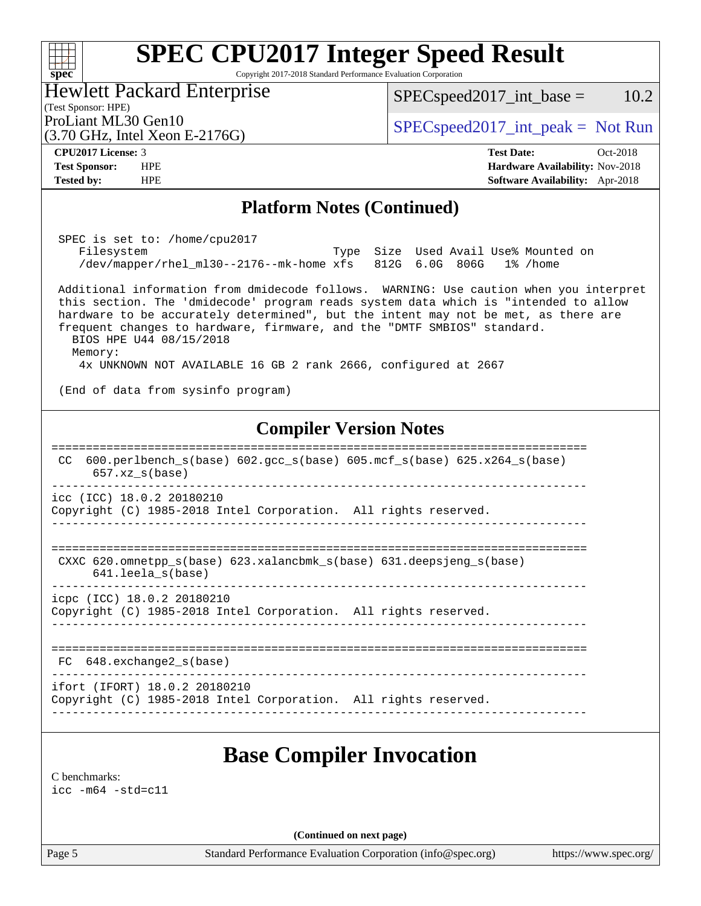# SPEC CPU2017 Integer Speed Result

Copyright 2017-2018 Standard Performance Evaluation Corporation

**Hewlett Packard Enterprise**
(Test Sponsor: HPE)
ProLiant ML30 Gen10
(3.70 GHz, Intel Xeon E-2176G)

SPECspeed2017_int_base = 10.2
SPECspeed2017_int_peak = Not Run

**CPU2017 License:** 3
**Test Sponsor:** HPE
**Tested by:** HPE

**Test Date:** Oct-2018
**Hardware Availability:** Nov-2018
**Software Availability:** Apr-2018

## Platform Notes (Continued)

```
SPEC is set to: /home/cpu2017
   Filesystem                              Type  Size  Used Avail Use% Mounted on
   /dev/mapper/rhel_ml30--2176--mk-home xfs   812G  6.0G  806G   1% /home

Additional information from dmidecode follows.  WARNING: Use caution when you interpret
this section. The 'dmidecode' program reads system data which is "intended to allow
hardware to be accurately determined", but the intent may not be met, as there are
frequent changes to hardware, firmware, and the "DMTF SMBIOS" standard.
  BIOS HPE U44 08/15/2018
  Memory:
    4x UNKNOWN NOT AVAILABLE 16 GB 2 rank 2666, configured at 2667

(End of data from sysinfo program)
```

## Compiler Version Notes

```
==============================================================================
 CC  600.perlbench_s(base) 602.gcc_s(base) 605.mcf_s(base) 625.x264_s(base)
      657.xz_s(base)
------------------------------------------------------------------------------
icc (ICC) 18.0.2 20180210
Copyright (C) 1985-2018 Intel Corporation.  All rights reserved.
------------------------------------------------------------------------------

==============================================================================
 CXXC 620.omnetpp_s(base) 623.xalancbmk_s(base) 631.deepsjeng_s(base)
      641.leela_s(base)
------------------------------------------------------------------------------
icpc (ICC) 18.0.2 20180210
Copyright (C) 1985-2018 Intel Corporation.  All rights reserved.
------------------------------------------------------------------------------

==============================================================================
 FC  648.exchange2_s(base)
------------------------------------------------------------------------------
ifort (IFORT) 18.0.2 20180210
Copyright (C) 1985-2018 Intel Corporation.  All rights reserved.
------------------------------------------------------------------------------
```

## Base Compiler Invocation

C benchmarks:
icc -m64 -std=c11

(Continued on next page)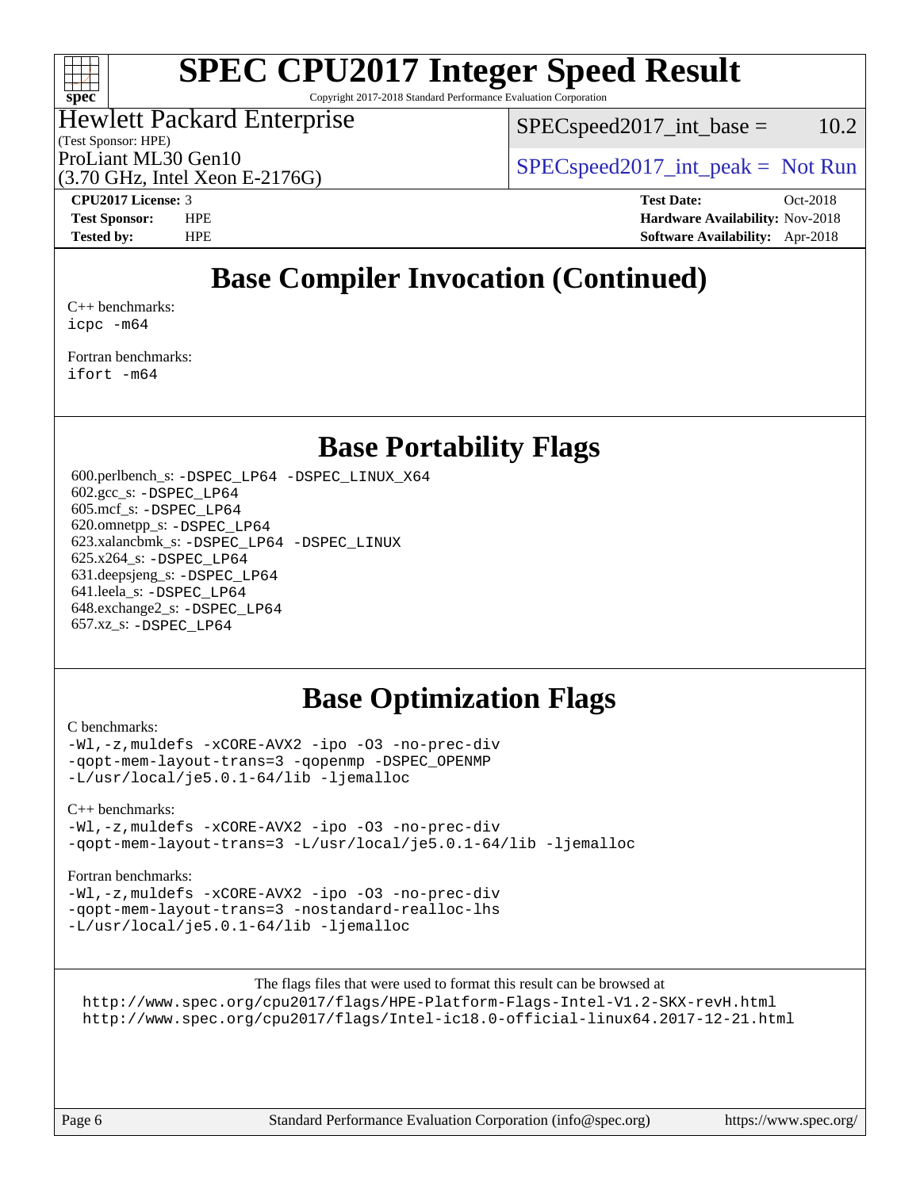# SPEC CPU2017 Integer Speed Result

Copyright 2017-2018 Standard Performance Evaluation Corporation

Hewlett Packard Enterprise
(Test Sponsor: HPE)
ProLiant ML30 Gen10
(3.70 GHz, Intel Xeon E-2176G)

SPECspeed2017_int_base = 10.2

SPECspeed2017_int_peak = Not Run

**CPU2017 License:** 3
**Test Sponsor:** HPE
**Tested by:** HPE

**Test Date:** Oct-2018
**Hardware Availability:** Nov-2018
**Software Availability:** Apr-2018

## Base Compiler Invocation (Continued)

C++ benchmarks:
`icpc -m64`

Fortran benchmarks:
`ifort -m64`

## Base Portability Flags

600.perlbench_s: `-DSPEC_LP64 -DSPEC_LINUX_X64`
602.gcc_s: `-DSPEC_LP64`
605.mcf_s: `-DSPEC_LP64`
620.omnetpp_s: `-DSPEC_LP64`
623.xalancbmk_s: `-DSPEC_LP64 -DSPEC_LINUX`
625.x264_s: `-DSPEC_LP64`
631.deepsjeng_s: `-DSPEC_LP64`
641.leela_s: `-DSPEC_LP64`
648.exchange2_s: `-DSPEC_LP64`
657.xz_s: `-DSPEC_LP64`

## Base Optimization Flags

C benchmarks:
```
-Wl,-z,muldefs -xCORE-AVX2 -ipo -O3 -no-prec-div
-qopt-mem-layout-trans=3 -qopenmp -DSPEC_OPENMP
-L/usr/local/je5.0.1-64/lib -ljemalloc
```

C++ benchmarks:
```
-Wl,-z,muldefs -xCORE-AVX2 -ipo -O3 -no-prec-div
-qopt-mem-layout-trans=3 -L/usr/local/je5.0.1-64/lib -ljemalloc
```

Fortran benchmarks:
```
-Wl,-z,muldefs -xCORE-AVX2 -ipo -O3 -no-prec-div
-qopt-mem-layout-trans=3 -nostandard-realloc-lhs
-L/usr/local/je5.0.1-64/lib -ljemalloc
```

The flags files that were used to format this result can be browsed at
http://www.spec.org/cpu2017/flags/HPE-Platform-Flags-Intel-V1.2-SKX-revH.html
http://www.spec.org/cpu2017/flags/Intel-ic18.0-official-linux64.2017-12-21.html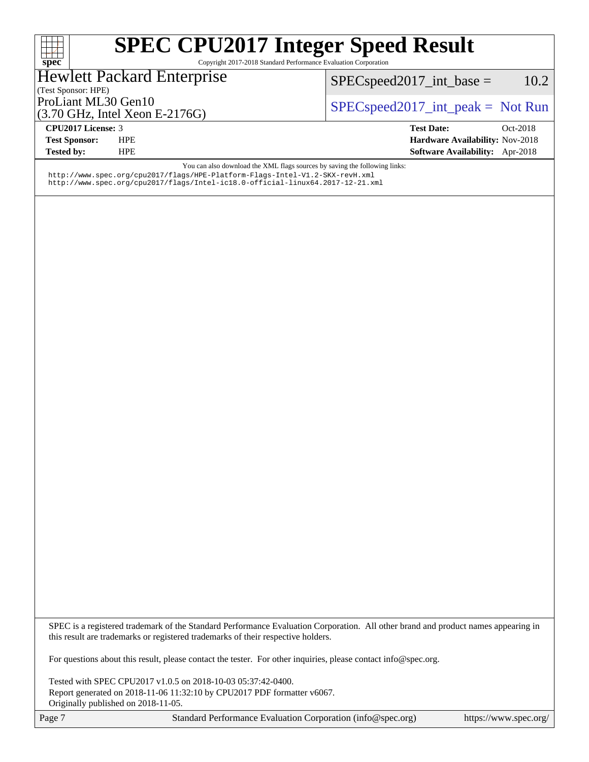You can also download the XML flags sources by saving the following links:

http://www.spec.org/cpu2017/flags/HPE-Platform-Flags-Intel-V1.2-SKX-revH.xml
http://www.spec.org/cpu2017/flags/Intel-ic18.0-official-linux64.2017-12-21.xml

SPEC is a registered trademark of the Standard Performance Evaluation Corporation. All other brand and product names appearing in this result are trademarks or registered trademarks of their respective holders.

For questions about this result, please contact the tester. For other inquiries, please contact info@spec.org.

Tested with SPEC CPU2017 v1.0.5 on 2018-10-03 05:37:42-0400.
Report generated on 2018-11-06 11:32:10 by CPU2017 PDF formatter v6067.
Originally published on 2018-11-05.